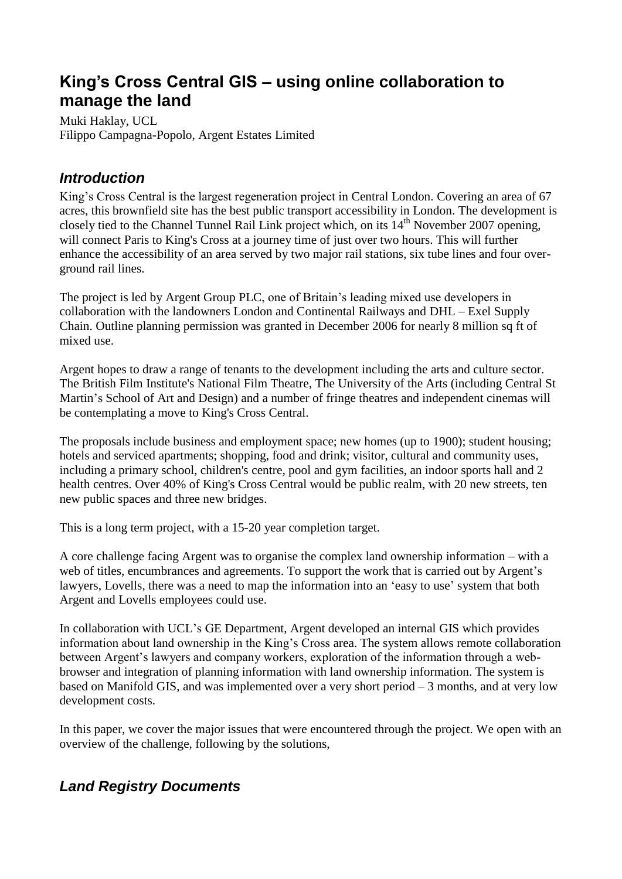# King's Cross Central GIS – using online collaboration to manage the land

Muki Haklay, UCL
Filippo Campagna-Popolo, Argent Estates Limited

## *Introduction*

King's Cross Central is the largest regeneration project in Central London. Covering an area of 67 acres, this brownfield site has the best public transport accessibility in London. The development is closely tied to the Channel Tunnel Rail Link project which, on its 14th November 2007 opening, will connect Paris to King's Cross at a journey time of just over two hours. This will further enhance the accessibility of an area served by two major rail stations, six tube lines and four over-ground rail lines.

The project is led by Argent Group PLC, one of Britain's leading mixed use developers in collaboration with the landowners London and Continental Railways and DHL – Exel Supply Chain. Outline planning permission was granted in December 2006 for nearly 8 million sq ft of mixed use.

Argent hopes to draw a range of tenants to the development including the arts and culture sector. The British Film Institute's National Film Theatre, The University of the Arts (including Central St Martin's School of Art and Design) and a number of fringe theatres and independent cinemas will be contemplating a move to King's Cross Central.

The proposals include business and employment space; new homes (up to 1900); student housing; hotels and serviced apartments; shopping, food and drink; visitor, cultural and community uses, including a primary school, children's centre, pool and gym facilities, an indoor sports hall and 2 health centres. Over 40% of King's Cross Central would be public realm, with 20 new streets, ten new public spaces and three new bridges.

This is a long term project, with a 15-20 year completion target.

A core challenge facing Argent was to organise the complex land ownership information – with a web of titles, encumbrances and agreements. To support the work that is carried out by Argent's lawyers, Lovells, there was a need to map the information into an 'easy to use' system that both Argent and Lovells employees could use.

In collaboration with UCL's GE Department, Argent developed an internal GIS which provides information about land ownership in the King's Cross area. The system allows remote collaboration between Argent's lawyers and company workers, exploration of the information through a web-browser and integration of planning information with land ownership information. The system is based on Manifold GIS, and was implemented over a very short period – 3 months, and at very low development costs.

In this paper, we cover the major issues that were encountered through the project. We open with an overview of the challenge, following by the solutions,

## *Land Registry Documents*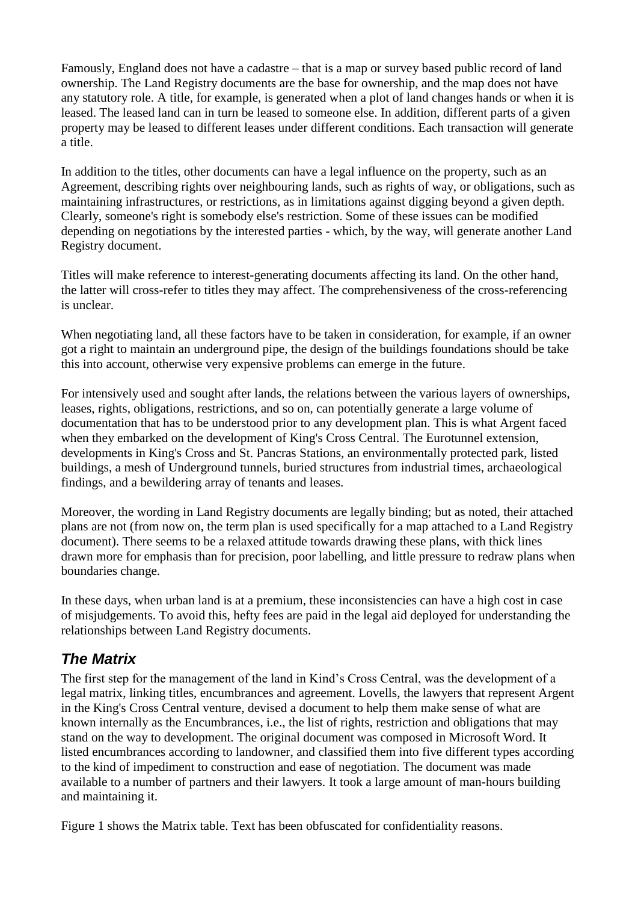Famously, England does not have a cadastre – that is a map or survey based public record of land ownership. The Land Registry documents are the base for ownership, and the map does not have any statutory role. A title, for example, is generated when a plot of land changes hands or when it is leased. The leased land can in turn be leased to someone else. In addition, different parts of a given property may be leased to different leases under different conditions. Each transaction will generate a title.

In addition to the titles, other documents can have a legal influence on the property, such as an Agreement, describing rights over neighbouring lands, such as rights of way, or obligations, such as maintaining infrastructures, or restrictions, as in limitations against digging beyond a given depth. Clearly, someone's right is somebody else's restriction. Some of these issues can be modified depending on negotiations by the interested parties - which, by the way, will generate another Land Registry document.

Titles will make reference to interest-generating documents affecting its land. On the other hand, the latter will cross-refer to titles they may affect. The comprehensiveness of the cross-referencing is unclear.

When negotiating land, all these factors have to be taken in consideration, for example, if an owner got a right to maintain an underground pipe, the design of the buildings foundations should be take this into account, otherwise very expensive problems can emerge in the future.

For intensively used and sought after lands, the relations between the various layers of ownerships, leases, rights, obligations, restrictions, and so on, can potentially generate a large volume of documentation that has to be understood prior to any development plan. This is what Argent faced when they embarked on the development of King's Cross Central. The Eurotunnel extension, developments in King's Cross and St. Pancras Stations, an environmentally protected park, listed buildings, a mesh of Underground tunnels, buried structures from industrial times, archaeological findings, and a bewildering array of tenants and leases.

Moreover, the wording in Land Registry documents are legally binding; but as noted, their attached plans are not (from now on, the term plan is used specifically for a map attached to a Land Registry document). There seems to be a relaxed attitude towards drawing these plans, with thick lines drawn more for emphasis than for precision, poor labelling, and little pressure to redraw plans when boundaries change.

In these days, when urban land is at a premium, these inconsistencies can have a high cost in case of misjudgements. To avoid this, hefty fees are paid in the legal aid deployed for understanding the relationships between Land Registry documents.

## *The Matrix*

The first step for the management of the land in Kind's Cross Central, was the development of a legal matrix, linking titles, encumbrances and agreement. Lovells, the lawyers that represent Argent in the King's Cross Central venture, devised a document to help them make sense of what are known internally as the Encumbrances, i.e., the list of rights, restriction and obligations that may stand on the way to development. The original document was composed in Microsoft Word. It listed encumbrances according to landowner, and classified them into five different types according to the kind of impediment to construction and ease of negotiation. The document was made available to a number of partners and their lawyers. It took a large amount of man-hours building and maintaining it.

Figure 1 shows the Matrix table. Text has been obfuscated for confidentiality reasons.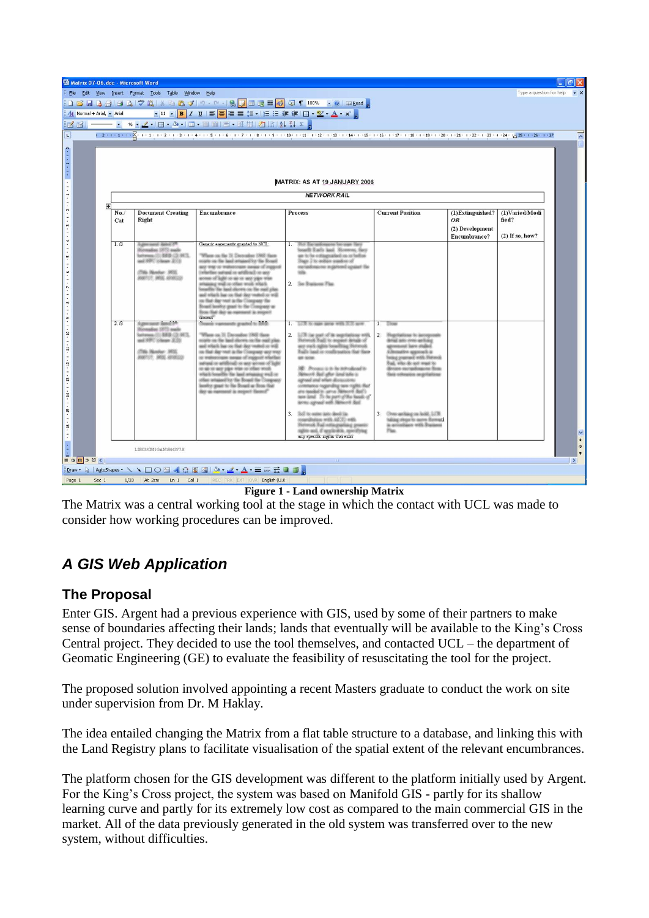Figure 1 - Land ownership Matrix

The Matrix was a central working tool at the stage in which the contact with UCL was made to consider how working procedures can be improved.

## *A GIS Web Application*

### The Proposal

Enter GIS. Argent had a previous experience with GIS, used by some of their partners to make sense of boundaries affecting their lands; lands that eventually will be available to the King's Cross Central project. They decided to use the tool themselves, and contacted UCL – the department of Geomatic Engineering (GE) to evaluate the feasibility of resuscitating the tool for the project.

The proposed solution involved appointing a recent Masters graduate to conduct the work on site under supervision from Dr. M Haklay.

The idea entailed changing the Matrix from a flat table structure to a database, and linking this with the Land Registry plans to facilitate visualisation of the spatial extent of the relevant encumbrances.

The platform chosen for the GIS development was different to the platform initially used by Argent. For the King's Cross project, the system was based on Manifold GIS - partly for its shallow learning curve and partly for its extremely low cost as compared to the main commercial GIS in the market. All of the data previously generated in the old system was transferred over to the new system, without difficulties.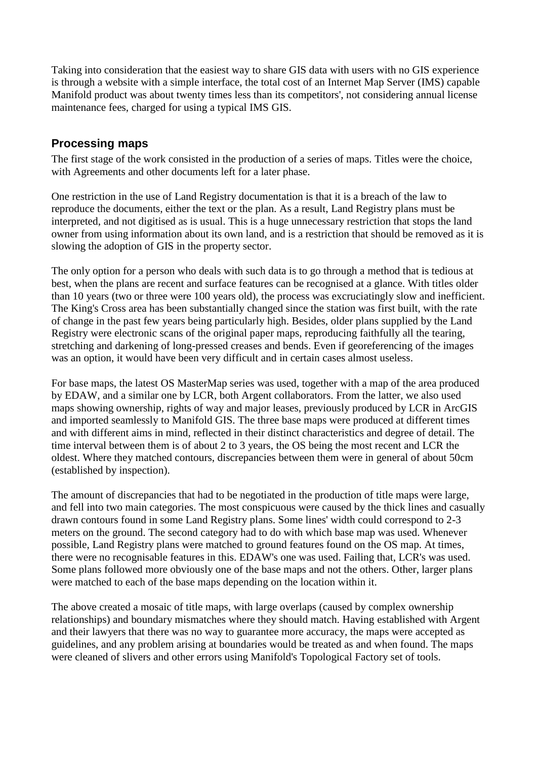Taking into consideration that the easiest way to share GIS data with users with no GIS experience is through a website with a simple interface, the total cost of an Internet Map Server (IMS) capable Manifold product was about twenty times less than its competitors', not considering annual license maintenance fees, charged for using a typical IMS GIS.

## Processing maps

The first stage of the work consisted in the production of a series of maps. Titles were the choice, with Agreements and other documents left for a later phase.

One restriction in the use of Land Registry documentation is that it is a breach of the law to reproduce the documents, either the text or the plan. As a result, Land Registry plans must be interpreted, and not digitised as is usual. This is a huge unnecessary restriction that stops the land owner from using information about its own land, and is a restriction that should be removed as it is slowing the adoption of GIS in the property sector.

The only option for a person who deals with such data is to go through a method that is tedious at best, when the plans are recent and surface features can be recognised at a glance. With titles older than 10 years (two or three were 100 years old), the process was excruciatingly slow and inefficient. The King's Cross area has been substantially changed since the station was first built, with the rate of change in the past few years being particularly high. Besides, older plans supplied by the Land Registry were electronic scans of the original paper maps, reproducing faithfully all the tearing, stretching and darkening of long-pressed creases and bends. Even if georeferencing of the images was an option, it would have been very difficult and in certain cases almost useless.

For base maps, the latest OS MasterMap series was used, together with a map of the area produced by EDAW, and a similar one by LCR, both Argent collaborators. From the latter, we also used maps showing ownership, rights of way and major leases, previously produced by LCR in ArcGIS and imported seamlessly to Manifold GIS. The three base maps were produced at different times and with different aims in mind, reflected in their distinct characteristics and degree of detail. The time interval between them is of about 2 to 3 years, the OS being the most recent and LCR the oldest. Where they matched contours, discrepancies between them were in general of about 50cm (established by inspection).

The amount of discrepancies that had to be negotiated in the production of title maps were large, and fell into two main categories. The most conspicuous were caused by the thick lines and casually drawn contours found in some Land Registry plans. Some lines' width could correspond to 2-3 meters on the ground. The second category had to do with which base map was used. Whenever possible, Land Registry plans were matched to ground features found on the OS map. At times, there were no recognisable features in this. EDAW's one was used. Failing that, LCR's was used. Some plans followed more obviously one of the base maps and not the others. Other, larger plans were matched to each of the base maps depending on the location within it.

The above created a mosaic of title maps, with large overlaps (caused by complex ownership relationships) and boundary mismatches where they should match. Having established with Argent and their lawyers that there was no way to guarantee more accuracy, the maps were accepted as guidelines, and any problem arising at boundaries would be treated as and when found. The maps were cleaned of slivers and other errors using Manifold's Topological Factory set of tools.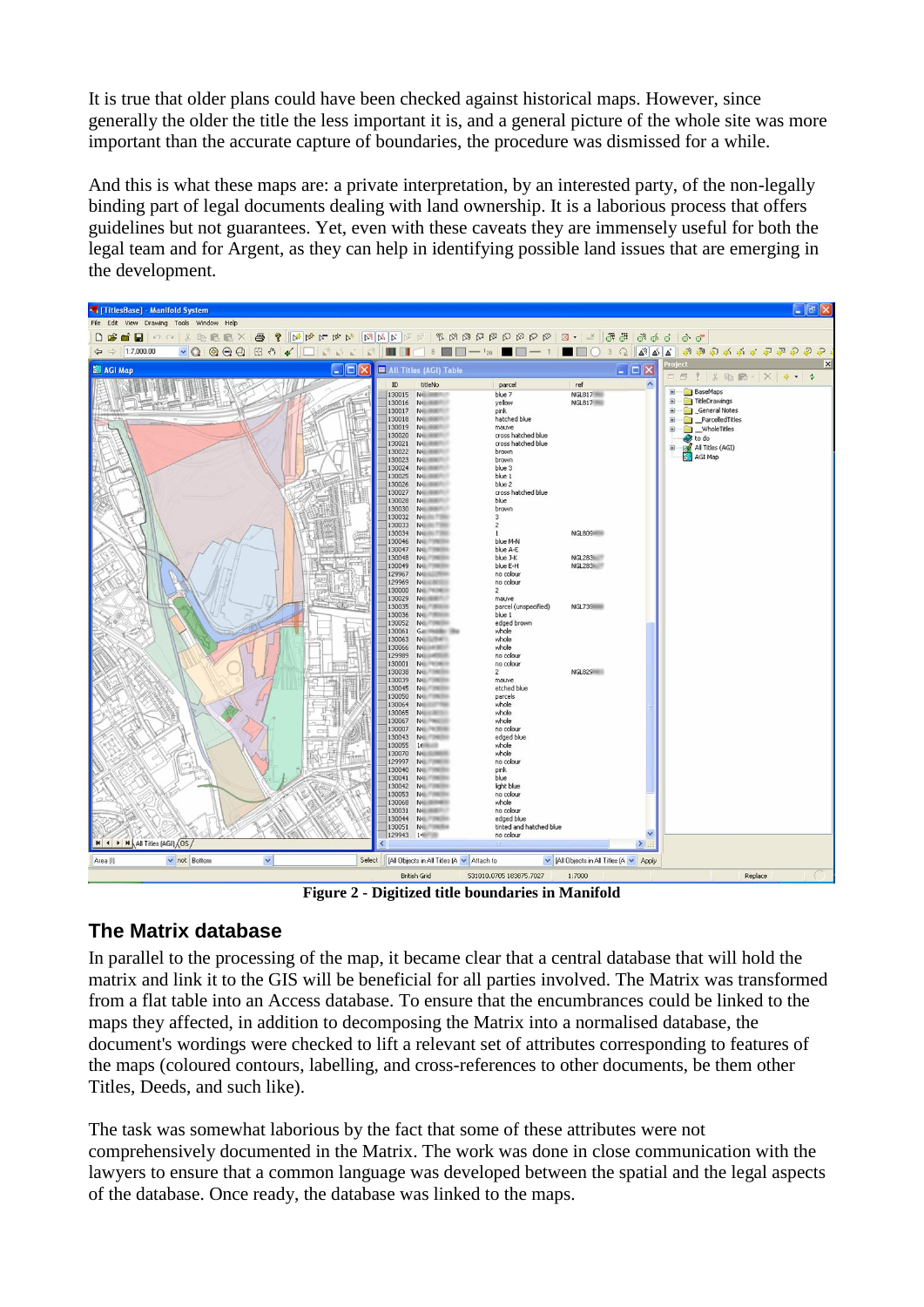It is true that older plans could have been checked against historical maps. However, since generally the older the title the less important it is, and a general picture of the whole site was more important than the accurate capture of boundaries, the procedure was dismissed for a while.

And this is what these maps are: a private interpretation, by an interested party, of the non-legally binding part of legal documents dealing with land ownership. It is a laborious process that offers guidelines but not guarantees. Yet, even with these caveats they are immensely useful for both the legal team and for Argent, as they can help in identifying possible land issues that are emerging in the development.

**Figure 2 - Digitized title boundaries in Manifold**

## The Matrix database

In parallel to the processing of the map, it became clear that a central database that will hold the matrix and link it to the GIS will be beneficial for all parties involved. The Matrix was transformed from a flat table into an Access database. To ensure that the encumbrances could be linked to the maps they affected, in addition to decomposing the Matrix into a normalised database, the document's wordings were checked to lift a relevant set of attributes corresponding to features of the maps (coloured contours, labelling, and cross-references to other documents, be them other Titles, Deeds, and such like).

The task was somewhat laborious by the fact that some of these attributes were not comprehensively documented in the Matrix. The work was done in close communication with the lawyers to ensure that a common language was developed between the spatial and the legal aspects of the database. Once ready, the database was linked to the maps.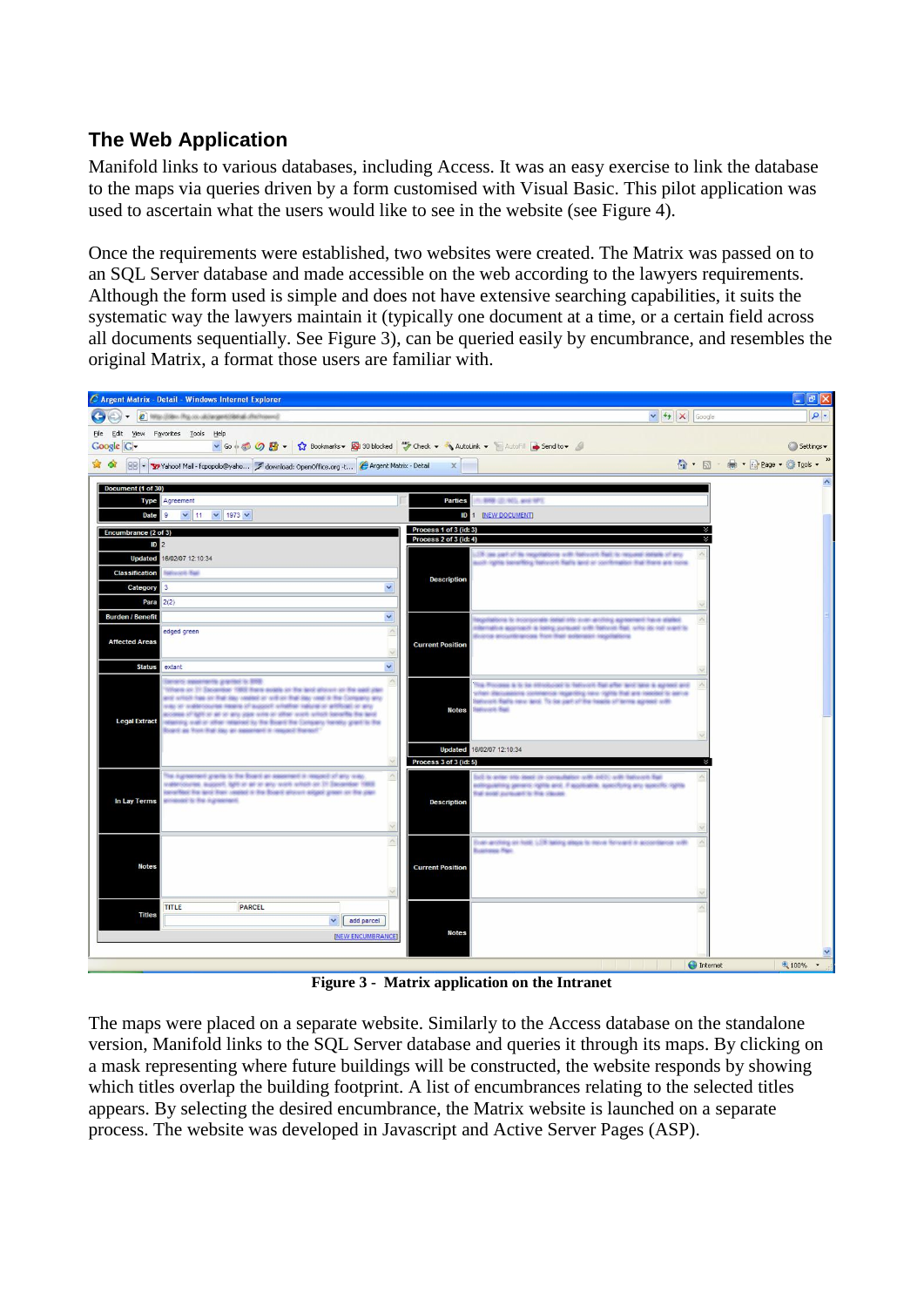## The Web Application

Manifold links to various databases, including Access. It was an easy exercise to link the database to the maps via queries driven by a form customised with Visual Basic. This pilot application was used to ascertain what the users would like to see in the website (see Figure 4).

Once the requirements were established, two websites were created. The Matrix was passed on to an SQL Server database and made accessible on the web according to the lawyers requirements. Although the form used is simple and does not have extensive searching capabilities, it suits the systematic way the lawyers maintain it (typically one document at a time, or a certain field across all documents sequentially. See Figure 3), can be queried easily by encumbrance, and resembles the original Matrix, a format those users are familiar with.

**Figure 3 - Matrix application on the Intranet**

The maps were placed on a separate website. Similarly to the Access database on the standalone version, Manifold links to the SQL Server database and queries it through its maps. By clicking on a mask representing where future buildings will be constructed, the website responds by showing which titles overlap the building footprint. A list of encumbrances relating to the selected titles appears. By selecting the desired encumbrance, the Matrix website is launched on a separate process. The website was developed in Javascript and Active Server Pages (ASP).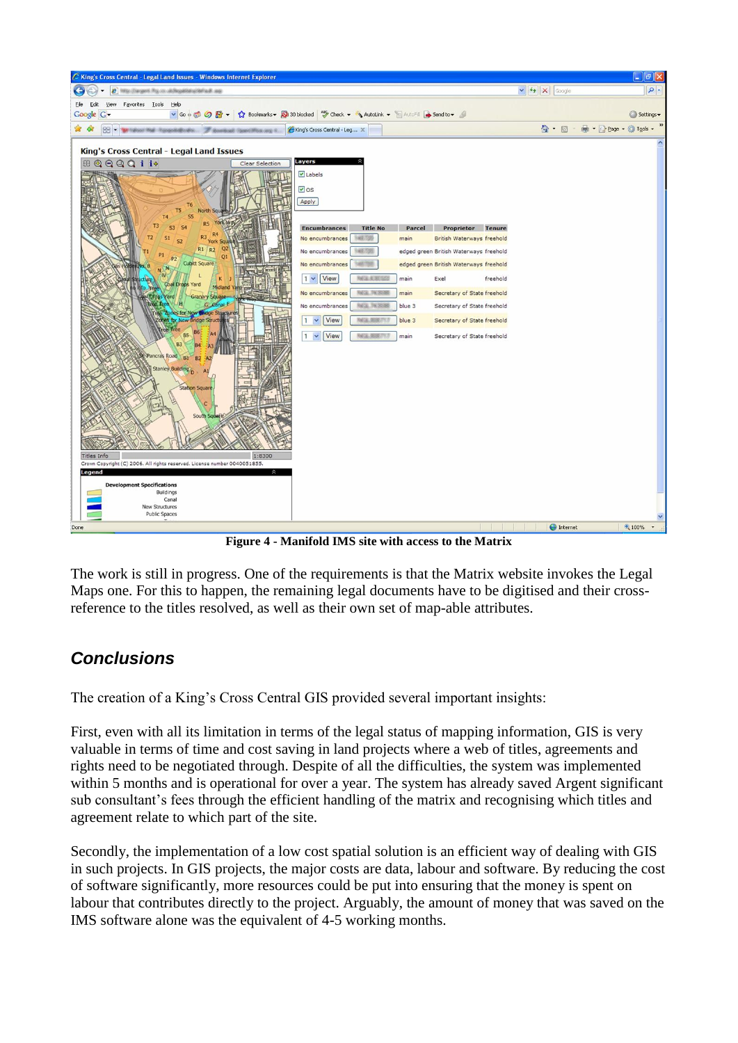**Figure 4 - Manifold IMS site with access to the Matrix**

The work is still in progress. One of the requirements is that the Matrix website invokes the Legal Maps one. For this to happen, the remaining legal documents have to be digitised and their cross-reference to the titles resolved, as well as their own set of map-able attributes.

## *Conclusions*

The creation of a King's Cross Central GIS provided several important insights:

First, even with all its limitation in terms of the legal status of mapping information, GIS is very valuable in terms of time and cost saving in land projects where a web of titles, agreements and rights need to be negotiated through. Despite of all the difficulties, the system was implemented within 5 months and is operational for over a year. The system has already saved Argent significant sub consultant's fees through the efficient handling of the matrix and recognising which titles and agreement relate to which part of the site.

Secondly, the implementation of a low cost spatial solution is an efficient way of dealing with GIS in such projects. In GIS projects, the major costs are data, labour and software. By reducing the cost of software significantly, more resources could be put into ensuring that the money is spent on labour that contributes directly to the project. Arguably, the amount of money that was saved on the IMS software alone was the equivalent of 4-5 working months.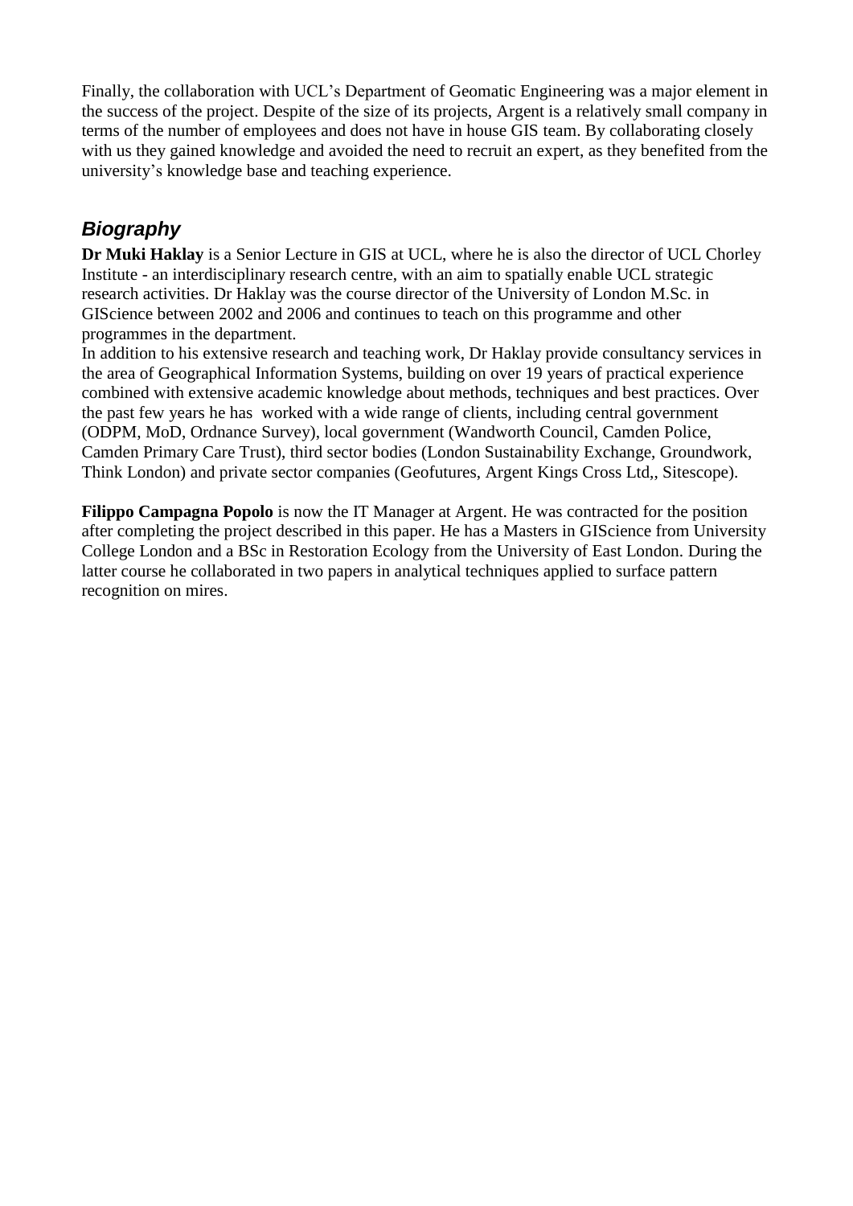Finally, the collaboration with UCL's Department of Geomatic Engineering was a major element in the success of the project. Despite of the size of its projects, Argent is a relatively small company in terms of the number of employees and does not have in house GIS team. By collaborating closely with us they gained knowledge and avoided the need to recruit an expert, as they benefited from the university's knowledge base and teaching experience.

## *Biography*

**Dr Muki Haklay** is a Senior Lecture in GIS at UCL, where he is also the director of UCL Chorley Institute - an interdisciplinary research centre, with an aim to spatially enable UCL strategic research activities. Dr Haklay was the course director of the University of London M.Sc. in GIScience between 2002 and 2006 and continues to teach on this programme and other programmes in the department.

In addition to his extensive research and teaching work, Dr Haklay provide consultancy services in the area of Geographical Information Systems, building on over 19 years of practical experience combined with extensive academic knowledge about methods, techniques and best practices. Over the past few years he has worked with a wide range of clients, including central government (ODPM, MoD, Ordnance Survey), local government (Wandworth Council, Camden Police, Camden Primary Care Trust), third sector bodies (London Sustainability Exchange, Groundwork, Think London) and private sector companies (Geofutures, Argent Kings Cross Ltd,, Sitescope).

**Filippo Campagna Popolo** is now the IT Manager at Argent. He was contracted for the position after completing the project described in this paper. He has a Masters in GIScience from University College London and a BSc in Restoration Ecology from the University of East London. During the latter course he collaborated in two papers in analytical techniques applied to surface pattern recognition on mires.